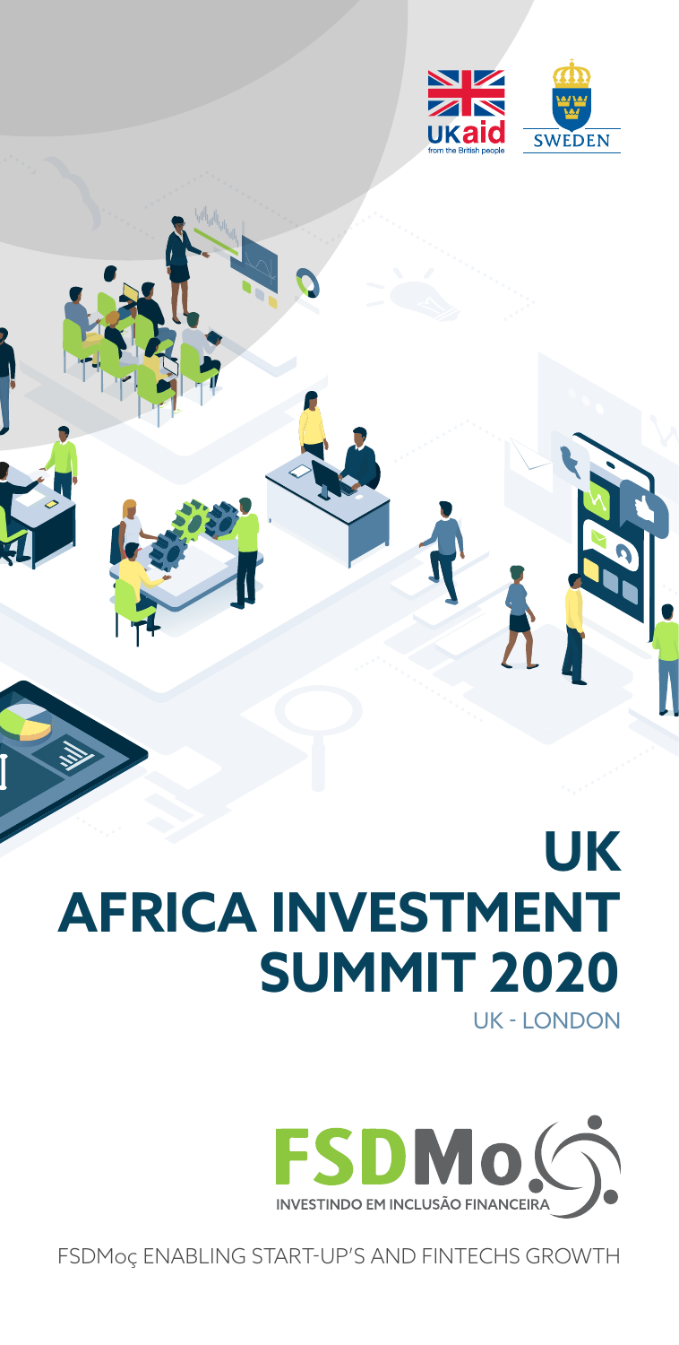UKaid
from the British people

SWEDEN

# UK AFRICA INVESTMENT SUMMIT 2020

UK - LONDON

FSDMoç
INVESTINDO EM INCLUSÃO FINANCEIRA

FSDMoç ENABLING START-UP'S AND FINTECHS GROWTH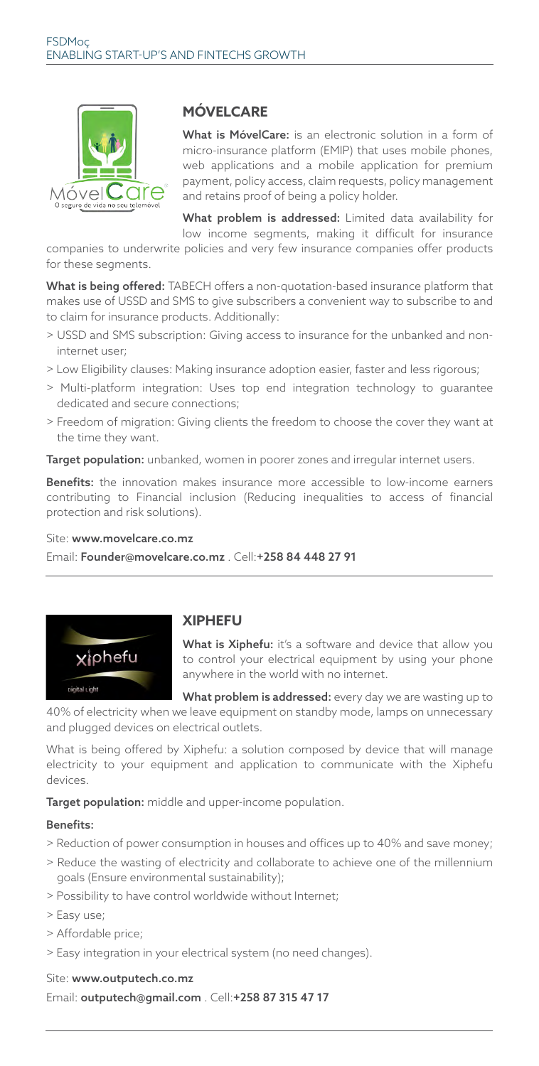## MÓVELCARE

**What is MóvelCare:** is an electronic solution in a form of micro-insurance platform (EMIP) that uses mobile phones, web applications and a mobile application for premium payment, policy access, claim requests, policy management and retains proof of being a policy holder.

**What problem is addressed:** Limited data availability for low income segments, making it difficult for insurance companies to underwrite policies and very few insurance companies offer products for these segments.

**What is being offered:** TABECH offers a non-quotation-based insurance platform that makes use of USSD and SMS to give subscribers a convenient way to subscribe to and to claim for insurance products. Additionally:

> USSD and SMS subscription: Giving access to insurance for the unbanked and non-internet user;

> Low Eligibility clauses: Making insurance adoption easier, faster and less rigorous;

> Multi-platform integration: Uses top end integration technology to guarantee dedicated and secure connections;

> Freedom of migration: Giving clients the freedom to choose the cover they want at the time they want.

**Target population:** unbanked, women in poorer zones and irregular internet users.

**Benefits:** the innovation makes insurance more accessible to low-income earners contributing to Financial inclusion (Reducing inequalities to access of financial protection and risk solutions).

Site: **www.movelcare.co.mz**

Email: **Founder@movelcare.co.mz** . Cell:**+258 84 448 27 91**

---

## XIPHEFU

**What is Xiphefu:** it's a software and device that allow you to control your electrical equipment by using your phone anywhere in the world with no internet.

**What problem is addressed:** every day we are wasting up to 40% of electricity when we leave equipment on standby mode, lamps on unnecessary and plugged devices on electrical outlets.

What is being offered by Xiphefu: a solution composed by device that will manage electricity to your equipment and application to communicate with the Xiphefu devices.

**Target population:** middle and upper-income population.

**Benefits:**

> Reduction of power consumption in houses and offices up to 40% and save money;

> Reduce the wasting of electricity and collaborate to achieve one of the millennium goals (Ensure environmental sustainability);

> Possibility to have control worldwide without Internet;

> Easy use;

> Affordable price;

> Easy integration in your electrical system (no need changes).

Site: **www.outputech.co.mz**

Email: **outputech@gmail.com** . Cell:**+258 87 315 47 17**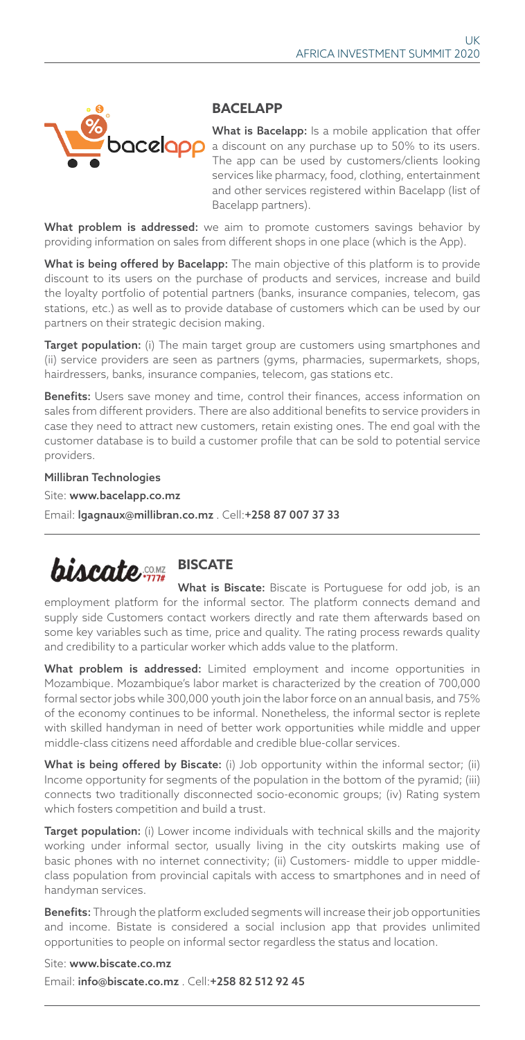## BACELAPP

**What is Bacelapp:** Is a mobile application that offer a discount on any purchase up to 50% to its users. The app can be used by customers/clients looking services like pharmacy, food, clothing, entertainment and other services registered within Bacelapp (list of Bacelapp partners).

**What problem is addressed:** we aim to promote customers savings behavior by providing information on sales from different shops in one place (which is the App).

**What is being offered by Bacelapp:** The main objective of this platform is to provide discount to its users on the purchase of products and services, increase and build the loyalty portfolio of potential partners (banks, insurance companies, telecom, gas stations, etc.) as well as to provide database of customers which can be used by our partners on their strategic decision making.

**Target population:** (i) The main target group are customers using smartphones and (ii) service providers are seen as partners (gyms, pharmacies, supermarkets, shops, hairdressers, banks, insurance companies, telecom, gas stations etc.

**Benefits:** Users save money and time, control their finances, access information on sales from different providers. There are also additional benefits to service providers in case they need to attract new customers, retain existing ones. The end goal with the customer database is to build a customer profile that can be sold to potential service providers.

**Millibran Technologies**

Site: **www.bacelapp.co.mz**

Email: **lgagnaux@millibran.co.mz** . Cell:**+258 87 007 37 33**

---

## BISCATE

**What is Biscate:** Biscate is Portuguese for odd job, is an employment platform for the informal sector. The platform connects demand and supply side Customers contact workers directly and rate them afterwards based on some key variables such as time, price and quality. The rating process rewards quality and credibility to a particular worker which adds value to the platform.

**What problem is addressed:** Limited employment and income opportunities in Mozambique. Mozambique's labor market is characterized by the creation of 700,000 formal sector jobs while 300,000 youth join the labor force on an annual basis, and 75% of the economy continues to be informal. Nonetheless, the informal sector is replete with skilled handyman in need of better work opportunities while middle and upper middle-class citizens need affordable and credible blue-collar services.

**What is being offered by Biscate:** (i) Job opportunity within the informal sector; (ii) Income opportunity for segments of the population in the bottom of the pyramid; (iii) connects two traditionally disconnected socio-economic groups; (iv) Rating system which fosters competition and build a trust.

**Target population:** (i) Lower income individuals with technical skills and the majority working under informal sector, usually living in the city outskirts making use of basic phones with no internet connectivity; (ii) Customers- middle to upper middle-class population from provincial capitals with access to smartphones and in need of handyman services.

**Benefits:** Through the platform excluded segments will increase their job opportunities and income. Bistate is considered a social inclusion app that provides unlimited opportunities to people on informal sector regardless the status and location.

Site: **www.biscate.co.mz**

Email: **info@biscate.co.mz** . Cell:**+258 82 512 92 45**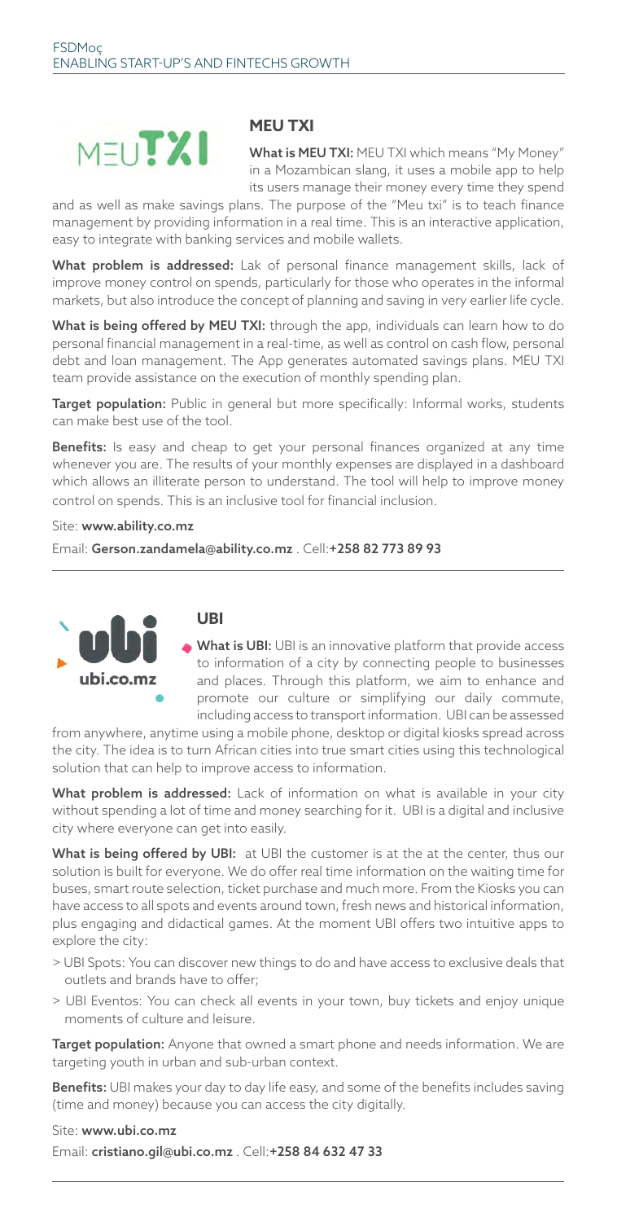## MEU TXI

**What is MEU TXI:** MEU TXI which means "My Money" in a Mozambican slang, it uses a mobile app to help its users manage their money every time they spend and as well as make savings plans. The purpose of the "Meu txi" is to teach finance management by providing information in a real time. This is an interactive application, easy to integrate with banking services and mobile wallets.

**What problem is addressed:** Lak of personal finance management skills, lack of improve money control on spends, particularly for those who operates in the informal markets, but also introduce the concept of planning and saving in very earlier life cycle.

**What is being offered by MEU TXI:** through the app, individuals can learn how to do personal financial management in a real-time, as well as control on cash flow, personal debt and loan management. The App generates automated savings plans. MEU TXI team provide assistance on the execution of monthly spending plan.

**Target population:** Public in general but more specifically: Informal works, students can make best use of the tool.

**Benefits:** Is easy and cheap to get your personal finances organized at any time whenever you are. The results of your monthly expenses are displayed in a dashboard which allows an illiterate person to understand. The tool will help to improve money control on spends. This is an inclusive tool for financial inclusion.

Site: **www.ability.co.mz**

Email: **Gerson.zandamela@ability.co.mz** . Cell:**+258 82 773 89 93**

---

## UBI

**What is UBI:** UBI is an innovative platform that provide access to information of a city by connecting people to businesses and places. Through this platform, we aim to enhance and promote our culture or simplifying our daily commute, including access to transport information. UBI can be assessed from anywhere, anytime using a mobile phone, desktop or digital kiosks spread across the city. The idea is to turn African cities into true smart cities using this technological solution that can help to improve access to information.

**What problem is addressed:** Lack of information on what is available in your city without spending a lot of time and money searching for it. UBI is a digital and inclusive city where everyone can get into easily.

**What is being offered by UBI:** at UBI the customer is at the at the center, thus our solution is built for everyone. We do offer real time information on the waiting time for buses, smart route selection, ticket purchase and much more. From the Kiosks you can have access to all spots and events around town, fresh news and historical information, plus engaging and didactical games. At the moment UBI offers two intuitive apps to explore the city:

> UBI Spots: You can discover new things to do and have access to exclusive deals that outlets and brands have to offer;

> UBI Eventos: You can check all events in your town, buy tickets and enjoy unique moments of culture and leisure.

**Target population:** Anyone that owned a smart phone and needs information. We are targeting youth in urban and sub-urban context.

**Benefits:** UBI makes your day to day life easy, and some of the benefits includes saving (time and money) because you can access the city digitally.

Site: **www.ubi.co.mz**

Email: **cristiano.gil@ubi.co.mz** . Cell:**+258 84 632 47 33**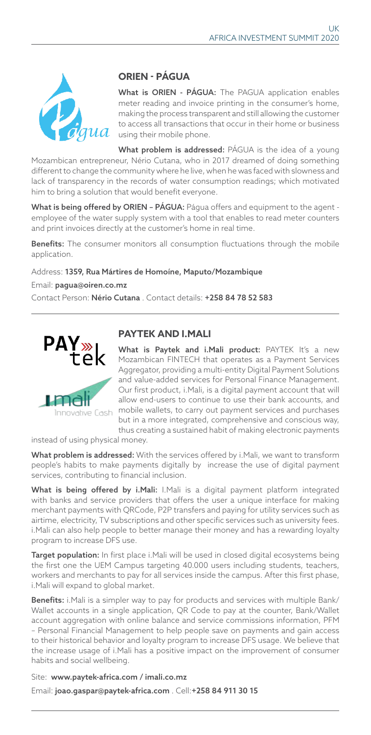## ORIEN - PÁGUA

**What is ORIEN - PÁGUA:** The PAGUA application enables meter reading and invoice printing in the consumer's home, making the process transparent and still allowing the customer to access all transactions that occur in their home or business using their mobile phone.

**What problem is addressed:** PÁGUA is the idea of a young Mozambican entrepreneur, Nério Cutana, who in 2017 dreamed of doing something different to change the community where he live, when he was faced with slowness and lack of transparency in the records of water consumption readings; which motivated him to bring a solution that would benefit everyone.

**What is being offered by ORIEN – PÁGUA:** Págua offers and equipment to the agent - employee of the water supply system with a tool that enables to read meter counters and print invoices directly at the customer's home in real time.

**Benefits:** The consumer monitors all consumption fluctuations through the mobile application.

Address: **1359, Rua Mártires de Homoíne, Maputo/Mozambique**

Email: **pagua@oiren.co.mz**

Contact Person: **Nério Cutana** . Contact details: **+258 84 78 52 583**

---

## PAYTEK AND I.MALI

**What is Paytek and i.Mali product:** PAYTEK It's a new Mozambican FINTECH that operates as a Payment Services Aggregator, providing a multi-entity Digital Payment Solutions and value-added services for Personal Finance Management. Our first product, i.Mali, is a digital payment account that will allow end-users to continue to use their bank accounts, and mobile wallets, to carry out payment services and purchases but in a more integrated, comprehensive and conscious way, thus creating a sustained habit of making electronic payments instead of using physical money.

**What problem is addressed:** With the services offered by i.Mali, we want to transform people's habits to make payments digitally by increase the use of digital payment services, contributing to financial inclusion.

**What is being offered by i.Mali:** I.Mali is a digital payment platform integrated with banks and service providers that offers the user a unique interface for making merchant payments with QRCode, P2P transfers and paying for utility services such as airtime, electricity, TV subscriptions and other specific services such as university fees. i.Mali can also help people to better manage their money and has a rewarding loyalty program to increase DFS use.

**Target population:** In first place i.Mali will be used in closed digital ecosystems being the first one the UEM Campus targeting 40.000 users including students, teachers, workers and merchants to pay for all services inside the campus. After this first phase, i.Mali will expand to global market.

**Benefits:** i.Mali is a simpler way to pay for products and services with multiple Bank/ Wallet accounts in a single application, QR Code to pay at the counter, Bank/Wallet account aggregation with online balance and service commissions information, PFM – Personal Financial Management to help people save on payments and gain access to their historical behavior and loyalty program to increase DFS usage. We believe that the increase usage of i.Mali has a positive impact on the improvement of consumer habits and social wellbeing.

Site: **www.paytek-africa.com / imali.co.mz**

Email: **joao.gaspar@paytek-africa.com** . Cell:**+258 84 911 30 15**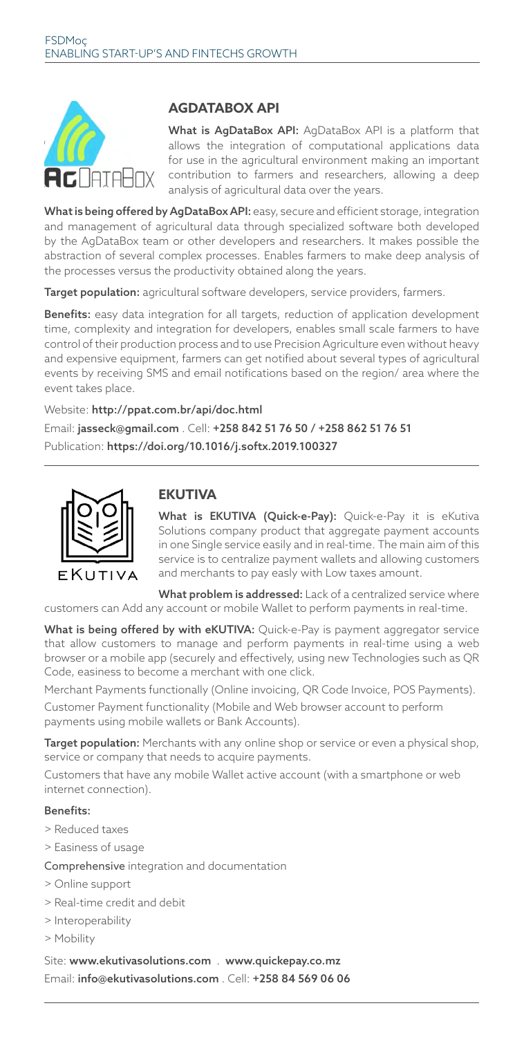## AGDATABOX API

**What is AgDataBox API:** AgDataBox API is a platform that allows the integration of computational applications data for use in the agricultural environment making an important contribution to farmers and researchers, allowing a deep analysis of agricultural data over the years.

**What is being offered by AgDataBox API:** easy, secure and efficient storage, integration and management of agricultural data through specialized software both developed by the AgDataBox team or other developers and researchers. It makes possible the abstraction of several complex processes. Enables farmers to make deep analysis of the processes versus the productivity obtained along the years.

**Target population:** agricultural software developers, service providers, farmers.

**Benefits:** easy data integration for all targets, reduction of application development time, complexity and integration for developers, enables small scale farmers to have control of their production process and to use Precision Agriculture even without heavy and expensive equipment, farmers can get notified about several types of agricultural events by receiving SMS and email notifications based on the region/ area where the event takes place.

Website: **http://ppat.com.br/api/doc.html**

Email: **jasseck@gmail.com** . Cell: **+258 842 51 76 50 / +258 862 51 76 51**

Publication: **https://doi.org/10.1016/j.softx.2019.100327**

---

## EKUTIVA

**What is EKUTIVA (Quick-e-Pay):** Quick-e-Pay it is eKutiva Solutions company product that aggregate payment accounts in one Single service easily and in real-time. The main aim of this service is to centralize payment wallets and allowing customers and merchants to pay easily with Low taxes amount.

**What problem is addressed:** Lack of a centralized service where customers can Add any account or mobile Wallet to perform payments in real-time.

**What is being offered by with eKUTIVA:** Quick-e-Pay is payment aggregator service that allow customers to manage and perform payments in real-time using a web browser or a mobile app (securely and effectively, using new Technologies such as QR Code, easiness to become a merchant with one click.

Merchant Payments functionally (Online invoicing, QR Code Invoice, POS Payments).

Customer Payment functionality (Mobile and Web browser account to perform payments using mobile wallets or Bank Accounts).

**Target population:** Merchants with any online shop or service or even a physical shop, service or company that needs to acquire payments.

Customers that have any mobile Wallet active account (with a smartphone or web internet connection).

**Benefits:**

> Reduced taxes

> Easiness of usage

Comprehensive integration and documentation

> Online support

> Real-time credit and debit

> Interoperability

> Mobility

Site: **www.ekutivasolutions.com** . **www.quickepay.co.mz**

Email: **info@ekutivasolutions.com** . Cell: **+258 84 569 06 06**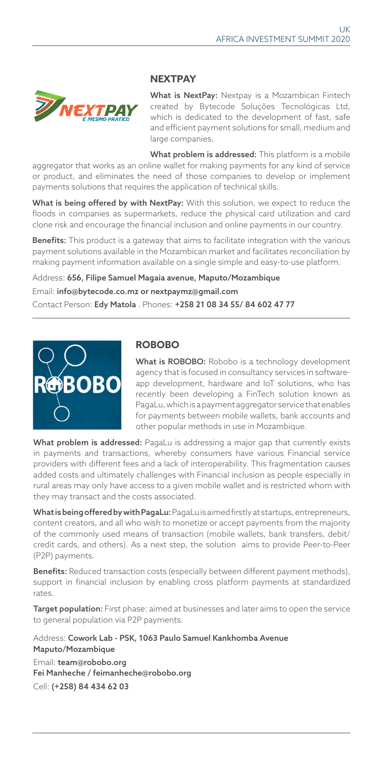## NEXTPAY

**What is NextPay:** Nextpay is a Mozambican Fintech created by Bytecode Soluções Tecnológicas Ltd, which is dedicated to the development of fast, safe and efficient payment solutions for small, medium and large companies.

**What problem is addressed:** This platform is a mobile aggregator that works as an online wallet for making payments for any kind of service or product, and eliminates the need of those companies to develop or implement payments solutions that requires the application of technical skills.

**What is being offered by with NextPay:** With this solution, we expect to reduce the floods in companies as supermarkets, reduce the physical card utilization and card clone risk and encourage the financial inclusion and online payments in our country.

**Benefits:** This product is a gateway that aims to facilitate integration with the various payment solutions available in the Mozambican market and facilitates reconciliation by making payment information available on a single simple and easy-to-use platform.

Address: **656, Filipe Samuel Magaia avenue, Maputo/Mozambique**

Email: **info@bytecode.co.mz or nextpaymz@gmail.com**

Contact Person: **Edy Matola** . Phones: **+258 21 08 34 55/ 84 602 47 77**

## ROBOBO

**What is ROBOBO:** Robobo is a technology development agency that is focused in consultancy services in software-app development, hardware and IoT solutions, who has recently been developing a FinTech solution known as PagaLu, which is a payment aggregator service that enables for payments between mobile wallets, bank accounts and other popular methods in use in Mozambique.

**What problem is addressed:** PagaLu is addressing a major gap that currently exists in payments and transactions, whereby consumers have various Financial service providers with different fees and a lack of interoperability. This fragmentation causes added costs and ultimately challenges with Financial inclusion as people especially in rural areas may only have access to a given mobile wallet and is restricted whom with they may transact and the costs associated.

**What is being offered by with PagaLu:** PagaLu is aimed firstly at startups, entrepreneurs, content creators, and all who wish to monetize or accept payments from the majority of the commonly used means of transaction (mobile wallets, bank transfers, debit/ credit cards, and others). As a next step, the solution aims to provide Peer-to-Peer (P2P) payments.

**Benefits:** Reduced transaction costs (especially between different payment methods), support in financial inclusion by enabling cross platform payments at standardized rates.

**Target population:** First phase: aimed at businesses and later aims to open the service to general population via P2P payments.

Address: **Cowork Lab - PSK, 1063 Paulo Samuel Kankhomba Avenue Maputo/Mozambique**

Email: **team@robobo.org**

**Fei Manheche / feimanheche@robobo.org**

Cell: **(+258) 84 434 62 03**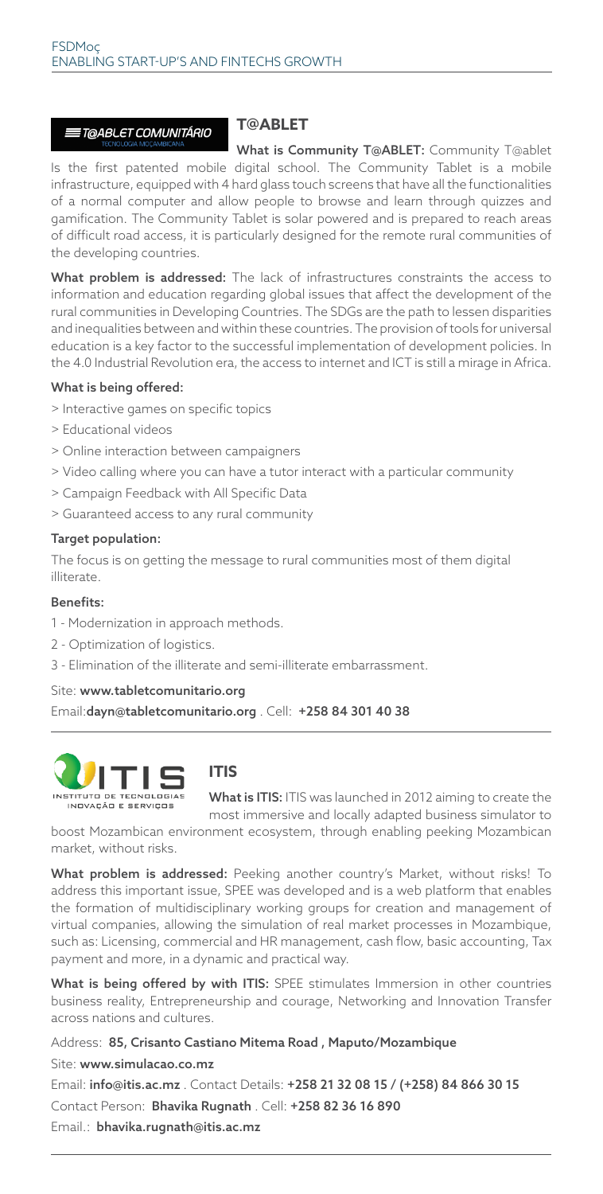## T@ABLET

**What is Community T@ABLET:** Community T@ablet Is the first patented mobile digital school. The Community Tablet is a mobile infrastructure, equipped with 4 hard glass touch screens that have all the functionalities of a normal computer and allow people to browse and learn through quizzes and gamification. The Community Tablet is solar powered and is prepared to reach areas of difficult road access, it is particularly designed for the remote rural communities of the developing countries.

**What problem is addressed:** The lack of infrastructures constraints the access to information and education regarding global issues that affect the development of the rural communities in Developing Countries. The SDGs are the path to lessen disparities and inequalities between and within these countries. The provision of tools for universal education is a key factor to the successful implementation of development policies. In the 4.0 Industrial Revolution era, the access to internet and ICT is still a mirage in Africa.

**What is being offered:**

> Interactive games on specific topics
> Educational videos
> Online interaction between campaigners
> Video calling where you can have a tutor interact with a particular community
> Campaign Feedback with All Specific Data
> Guaranteed access to any rural community

**Target population:**

The focus is on getting the message to rural communities most of them digital illiterate.

**Benefits:**

1 - Modernization in approach methods.
2 - Optimization of logistics.
3 - Elimination of the illiterate and semi-illiterate embarrassment.

Site: **www.tabletcomunitario.org**

Email:**dayn@tabletcomunitario.org** . Cell: **+258 84 301 40 38**

---

## ITIS

**What is ITIS:** ITIS was launched in 2012 aiming to create the most immersive and locally adapted business simulator to boost Mozambican environment ecosystem, through enabling peeking Mozambican market, without risks.

**What problem is addressed:** Peeking another country's Market, without risks! To address this important issue, SPEE was developed and is a web platform that enables the formation of multidisciplinary working groups for creation and management of virtual companies, allowing the simulation of real market processes in Mozambique, such as: Licensing, commercial and HR management, cash flow, basic accounting, Tax payment and more, in a dynamic and practical way.

**What is being offered by with ITIS:** SPEE stimulates Immersion in other countries business reality, Entrepreneurship and courage, Networking and Innovation Transfer across nations and cultures.

Address: **85, Crisanto Castiano Mitema Road , Maputo/Mozambique**

Site: **www.simulacao.co.mz**

Email: **info@itis.ac.mz** . Contact Details: **+258 21 32 08 15 / (+258) 84 866 30 15**

Contact Person: **Bhavika Rugnath** . Cell: **+258 82 36 16 890**

Email.: **bhavika.rugnath@itis.ac.mz**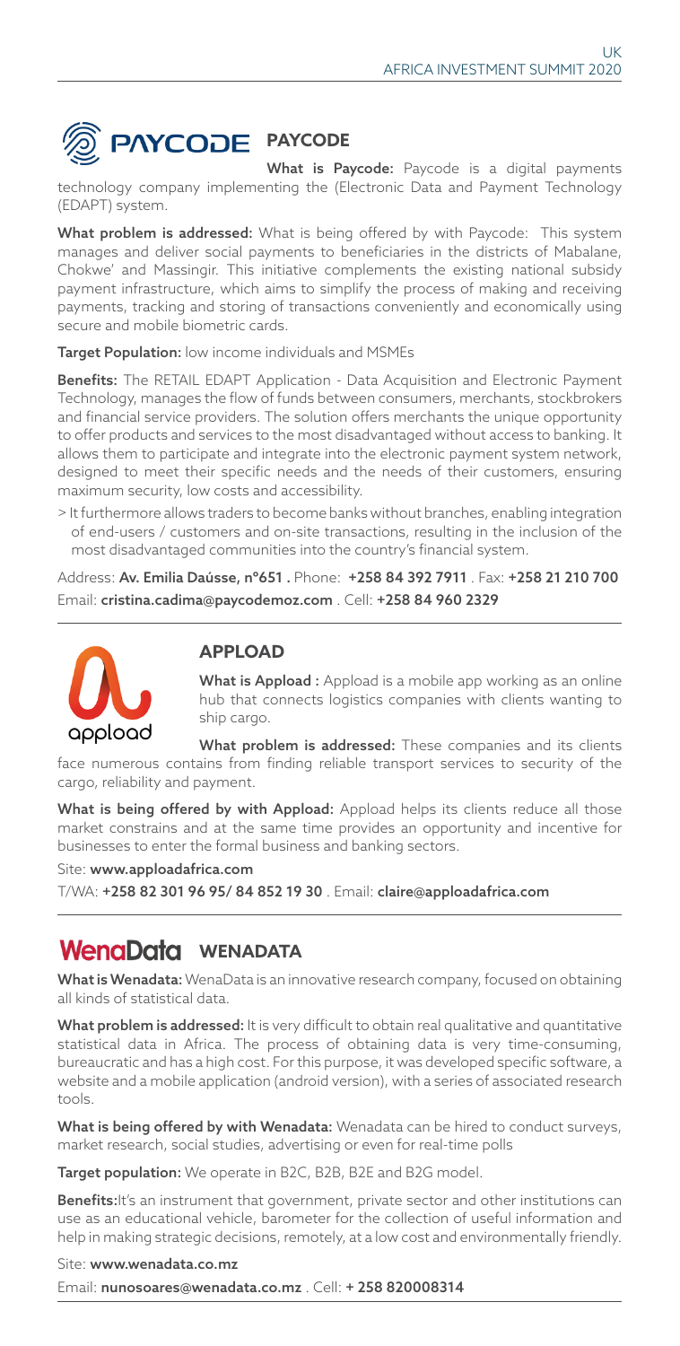## PAYCODE

**What is Paycode:** Paycode is a digital payments technology company implementing the (Electronic Data and Payment Technology (EDAPT) system.

**What problem is addressed:** What is being offered by with Paycode: This system manages and deliver social payments to beneficiaries in the districts of Mabalane, Chokwe' and Massingir. This initiative complements the existing national subsidy payment infrastructure, which aims to simplify the process of making and receiving payments, tracking and storing of transactions conveniently and economically using secure and mobile biometric cards.

**Target Population:** low income individuals and MSMEs

**Benefits:** The RETAIL EDAPT Application - Data Acquisition and Electronic Payment Technology, manages the flow of funds between consumers, merchants, stockbrokers and financial service providers. The solution offers merchants the unique opportunity to offer products and services to the most disadvantaged without access to banking. It allows them to participate and integrate into the electronic payment system network, designed to meet their specific needs and the needs of their customers, ensuring maximum security, low costs and accessibility.

> It furthermore allows traders to become banks without branches, enabling integration of end-users / customers and on-site transactions, resulting in the inclusion of the most disadvantaged communities into the country's financial system.

Address: **Av. Emilia Daússe, nº651 .** Phone: **+258 84 392 7911** . Fax: **+258 21 210 700**
Email: **cristina.cadima@paycodemoz.com** . Cell: **+258 84 960 2329**

## APPLOAD

**What is Appload :** Appload is a mobile app working as an online hub that connects logistics companies with clients wanting to ship cargo.

**What problem is addressed:** These companies and its clients face numerous contains from finding reliable transport services to security of the cargo, reliability and payment.

**What is being offered by with Appload:** Appload helps its clients reduce all those market constrains and at the same time provides an opportunity and incentive for businesses to enter the formal business and banking sectors.

Site: **www.apploadafrica.com**
T/WA: **+258 82 301 96 95/ 84 852 19 30** . Email: **claire@apploadafrica.com**

## WENADATA

**What is Wenadata:** WenaData is an innovative research company, focused on obtaining all kinds of statistical data.

**What problem is addressed:** It is very difficult to obtain real qualitative and quantitative statistical data in Africa. The process of obtaining data is very time-consuming, bureaucratic and has a high cost. For this purpose, it was developed specific software, a website and a mobile application (android version), with a series of associated research tools.

**What is being offered by with Wenadata:** Wenadata can be hired to conduct surveys, market research, social studies, advertising or even for real-time polls

**Target population:** We operate in B2C, B2B, B2E and B2G model.

**Benefits:** It's an instrument that government, private sector and other institutions can use as an educational vehicle, barometer for the collection of useful information and help in making strategic decisions, remotely, at a low cost and environmentally friendly.

Site: **www.wenadata.co.mz**
Email: **nunosoares@wenadata.co.mz** . Cell: **+ 258 820008314**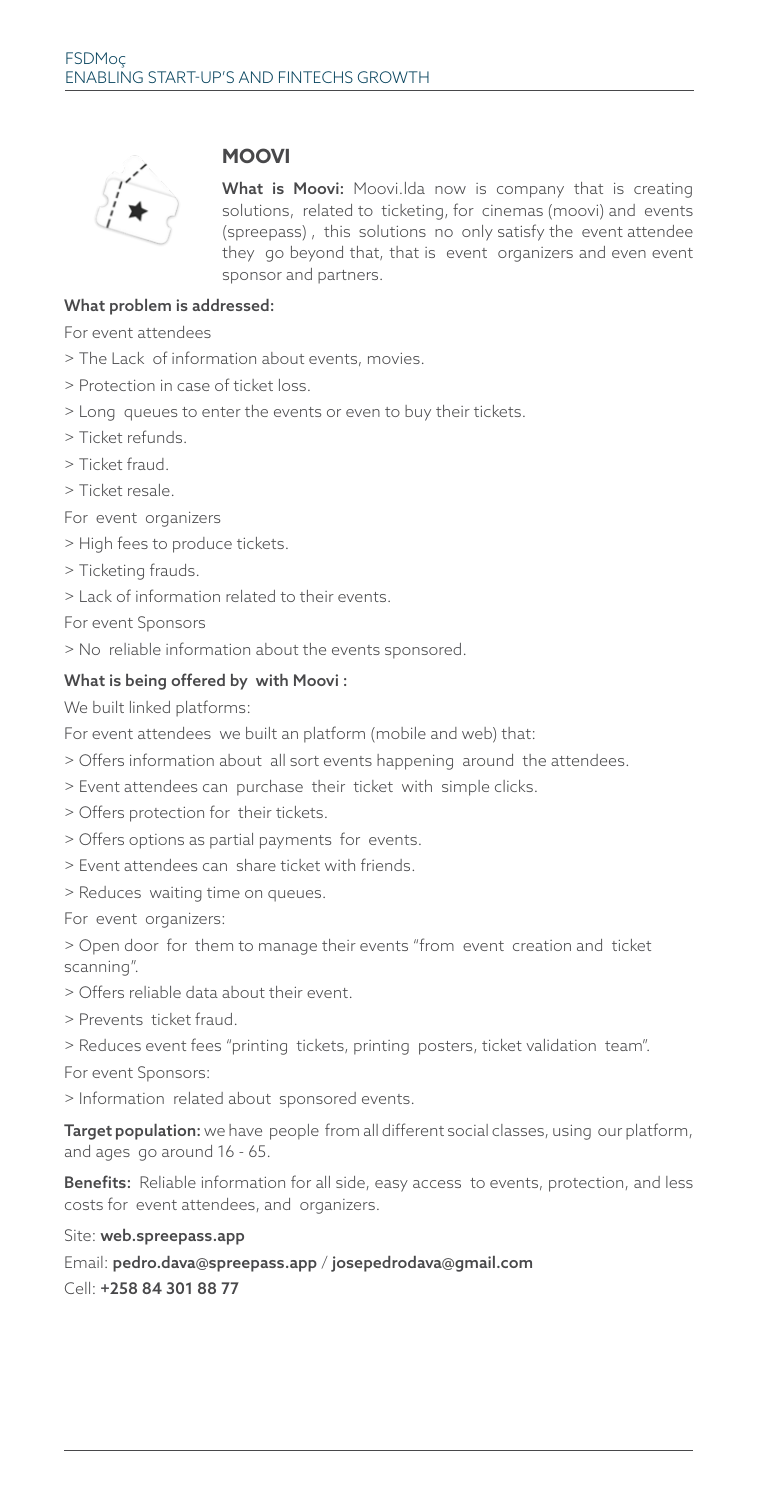## MOOVI

**What is Moovi:** Moovi.lda now is company that is creating solutions, related to ticketing, for cinemas (moovi) and events (spreepass) , this solutions no only satisfy the event attendee they go beyond that, that is event organizers and even event sponsor and partners.

**What problem is addressed:**

For event attendees

> The Lack of information about events, movies.

> Protection in case of ticket loss.

> Long queues to enter the events or even to buy their tickets.

> Ticket refunds.

> Ticket fraud.

> Ticket resale.

For event organizers

> High fees to produce tickets.

> Ticketing frauds.

> Lack of information related to their events.

For event Sponsors

> No reliable information about the events sponsored.

**What is being offered by with Moovi :**

We built linked platforms:

For event attendees we built an platform (mobile and web) that:

> Offers information about all sort events happening around the attendees.

> Event attendees can purchase their ticket with simple clicks.

> Offers protection for their tickets.

> Offers options as partial payments for events.

> Event attendees can share ticket with friends.

> Reduces waiting time on queues.

For event organizers:

> Open door for them to manage their events "from event creation and ticket scanning".

> Offers reliable data about their event.

> Prevents ticket fraud.

> Reduces event fees "printing tickets, printing posters, ticket validation team".

For event Sponsors:

> Information related about sponsored events.

**Target population:** we have people from all different social classes, using our platform, and ages go around 16 - 65.

**Benefits:** Reliable information for all side, easy access to events, protection, and less costs for event attendees, and organizers.

Site: **web.spreepass.app**

Email: **pedro.dava@spreepass.app** / **josepedrodava@gmail.com**

Cell: **+258 84 301 88 77**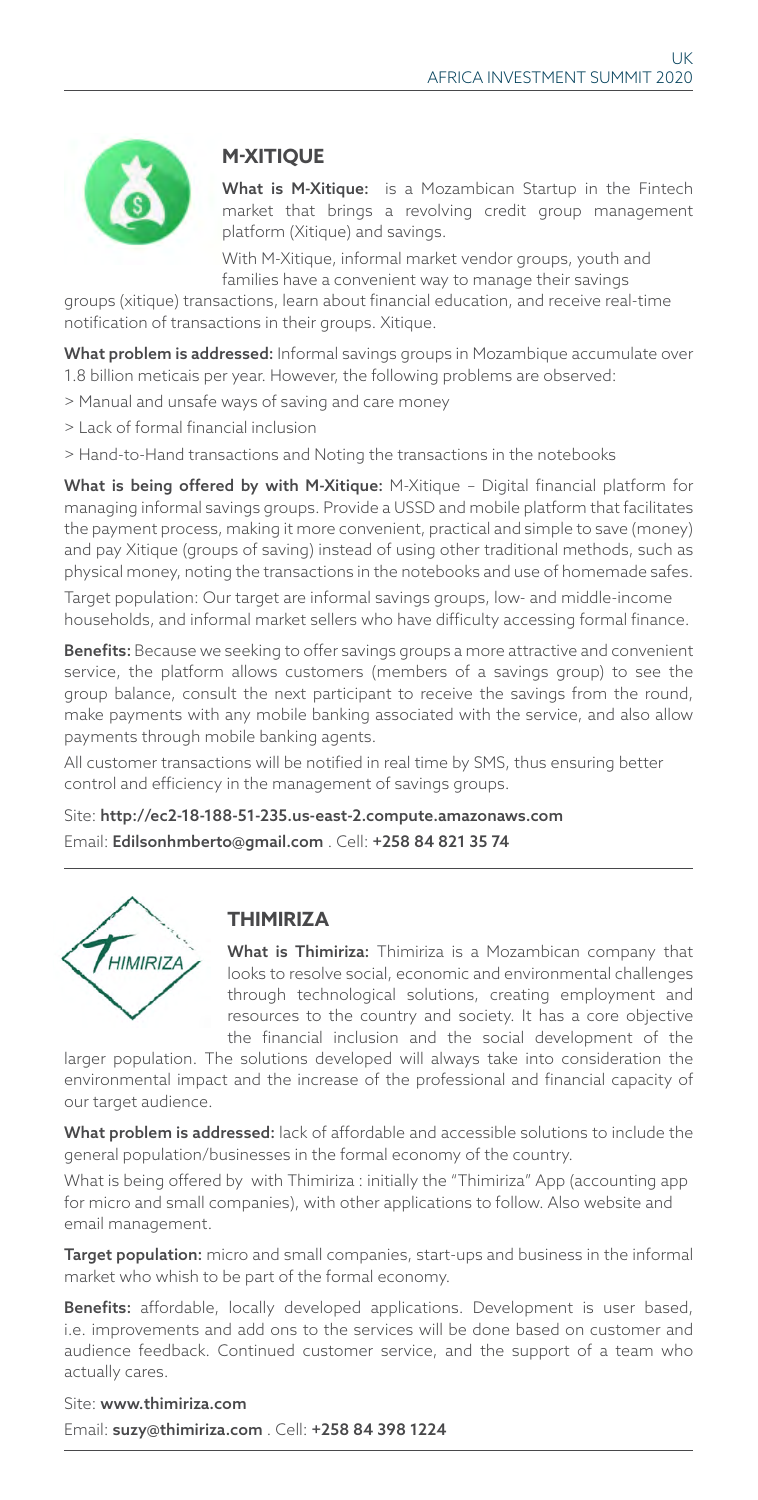## M-XITIQUE

**What is M-Xitique:** is a Mozambican Startup in the Fintech market that brings a revolving credit group management platform (Xitique) and savings.

With M-Xitique, informal market vendor groups, youth and families have a convenient way to manage their savings groups (xitique) transactions, learn about financial education, and receive real-time notification of transactions in their groups. Xitique.

**What problem is addressed:** Informal savings groups in Mozambique accumulate over 1.8 billion meticais per year. However, the following problems are observed:

> Manual and unsafe ways of saving and care money

> Lack of formal financial inclusion

> Hand-to-Hand transactions and Noting the transactions in the notebooks

**What is being offered by with M-Xitique:** M-Xitique – Digital financial platform for managing informal savings groups. Provide a USSD and mobile platform that facilitates the payment process, making it more convenient, practical and simple to save (money) and pay Xitique (groups of saving) instead of using other traditional methods, such as physical money, noting the transactions in the notebooks and use of homemade safes.

Target population: Our target are informal savings groups, low- and middle-income households, and informal market sellers who have difficulty accessing formal finance.

**Benefits:** Because we seeking to offer savings groups a more attractive and convenient service, the platform allows customers (members of a savings group) to see the group balance, consult the next participant to receive the savings from the round, make payments with any mobile banking associated with the service, and also allow payments through mobile banking agents.

All customer transactions will be notified in real time by SMS, thus ensuring better control and efficiency in the management of savings groups.

Site: **http://ec2-18-188-51-235.us-east-2.compute.amazonaws.com**

Email: **Edilsonhmberto@gmail.com** . Cell: **+258 84 821 35 74**

---

## THIMIRIZA

**What is Thimiriza:** Thimiriza is a Mozambican company that looks to resolve social, economic and environmental challenges through technological solutions, creating employment and resources to the country and society. It has a core objective the financial inclusion and the social development of the larger population. The solutions developed will always take into consideration the environmental impact and the increase of the professional and financial capacity of our target audience.

**What problem is addressed:** lack of affordable and accessible solutions to include the general population/businesses in the formal economy of the country.

What is being offered by with Thimiriza : initially the "Thimiriza" App (accounting app for micro and small companies), with other applications to follow. Also website and email management.

**Target population:** micro and small companies, start-ups and business in the informal market who whish to be part of the formal economy.

**Benefits:** affordable, locally developed applications. Development is user based, i.e. improvements and add ons to the services will be done based on customer and audience feedback. Continued customer service, and the support of a team who actually cares.

Site: **www.thimiriza.com**

Email: **suzy@thimiriza.com** . Cell: **+258 84 398 1224**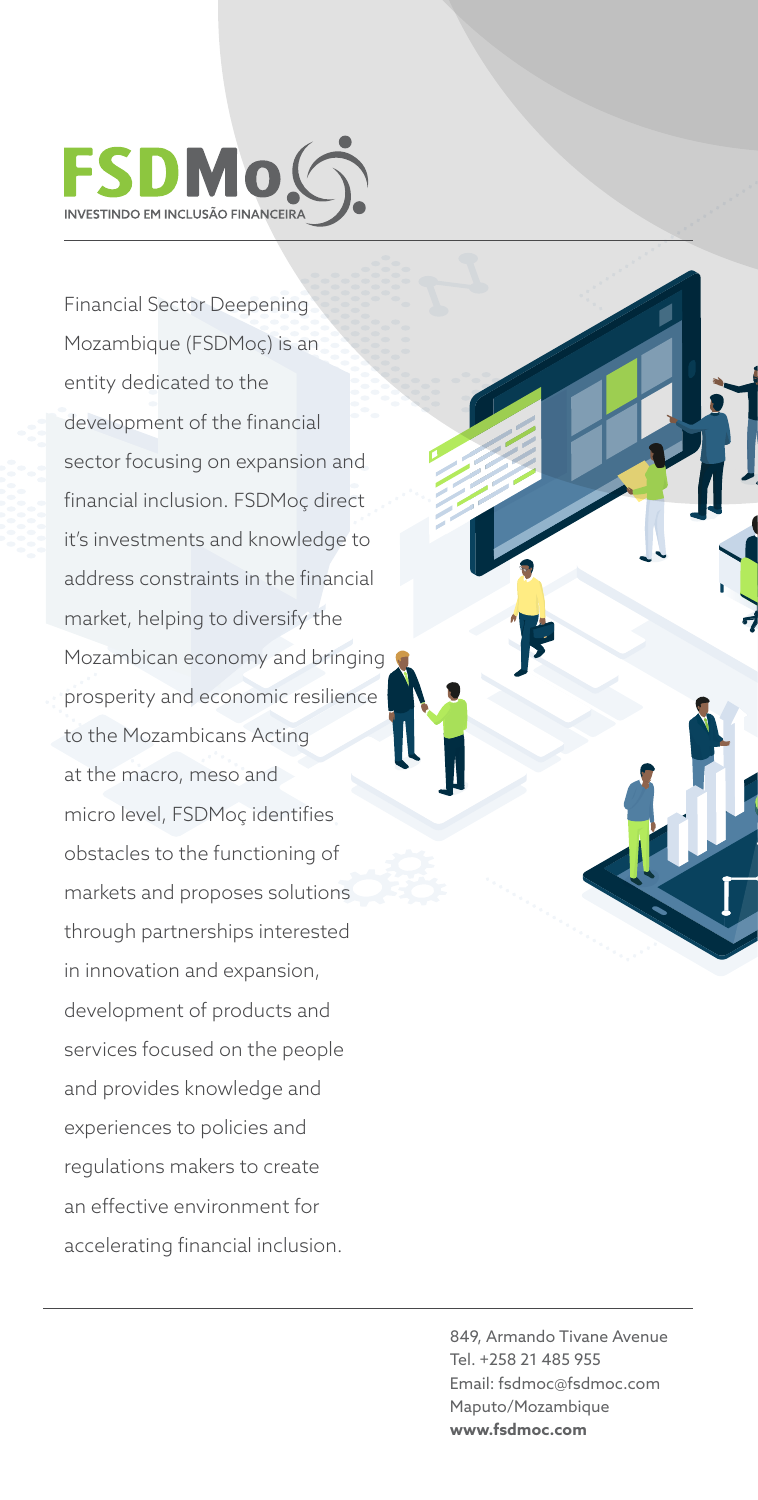FSDMoç

INVESTINDO EM INCLUSÃO FINANCEIRA

Financial Sector Deepening Mozambique (FSDMoç) is an entity dedicated to the development of the financial sector focusing on expansion and financial inclusion. FSDMoç direct it's investments and knowledge to address constraints in the financial market, helping to diversify the Mozambican economy and bringing prosperity and economic resilience to the Mozambicans Acting at the macro, meso and micro level, FSDMoç identifies obstacles to the functioning of markets and proposes solutions through partnerships interested in innovation and expansion, development of products and services focused on the people and provides knowledge and experiences to policies and regulations makers to create an effective environment for accelerating financial inclusion.

849, Armando Tivane Avenue
Tel. +258 21 485 955
Email: fsdmoc@fsdmoc.com
Maputo/Mozambique
**www.fsdmoc.com**